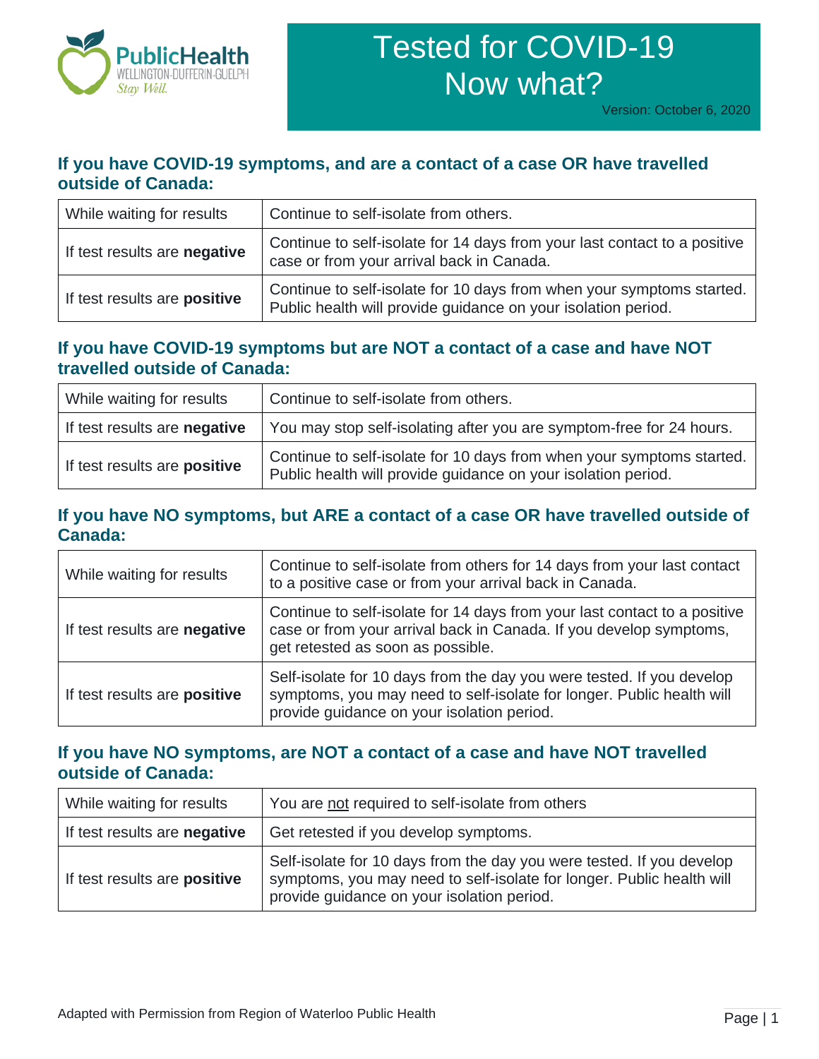PublicHealth
WELLINGTON-DUFFERIN-GUELPH
*Stay Well.*

# Tested for COVID-19 Now what?

Version: October 6, 2020

## If you have COVID-19 symptoms, and are a contact of a case OR have travelled outside of Canada:

| | |
|---|---|
| While waiting for results | Continue to self-isolate from others. |
| If test results are **negative** | Continue to self-isolate for 14 days from your last contact to a positive case or from your arrival back in Canada. |
| If test results are **positive** | Continue to self-isolate for 10 days from when your symptoms started. Public health will provide guidance on your isolation period. |

## If you have COVID-19 symptoms but are NOT a contact of a case and have NOT travelled outside of Canada:

| | |
|---|---|
| While waiting for results | Continue to self-isolate from others. |
| If test results are **negative** | You may stop self-isolating after you are symptom-free for 24 hours. |
| If test results are **positive** | Continue to self-isolate for 10 days from when your symptoms started. Public health will provide guidance on your isolation period. |

## If you have NO symptoms, but ARE a contact of a case OR have travelled outside of Canada:

| | |
|---|---|
| While waiting for results | Continue to self-isolate from others for 14 days from your last contact to a positive case or from your arrival back in Canada. |
| If test results are **negative** | Continue to self-isolate for 14 days from your last contact to a positive case or from your arrival back in Canada. If you develop symptoms, get retested as soon as possible. |
| If test results are **positive** | Self-isolate for 10 days from the day you were tested. If you develop symptoms, you may need to self-isolate for longer. Public health will provide guidance on your isolation period. |

## If you have NO symptoms, are NOT a contact of a case and have NOT travelled outside of Canada:

| | |
|---|---|
| While waiting for results | You are not required to self-isolate from others |
| If test results are **negative** | Get retested if you develop symptoms. |
| If test results are **positive** | Self-isolate for 10 days from the day you were tested. If you develop symptoms, you may need to self-isolate for longer. Public health will provide guidance on your isolation period. |

Adapted with Permission from Region of Waterloo Public Health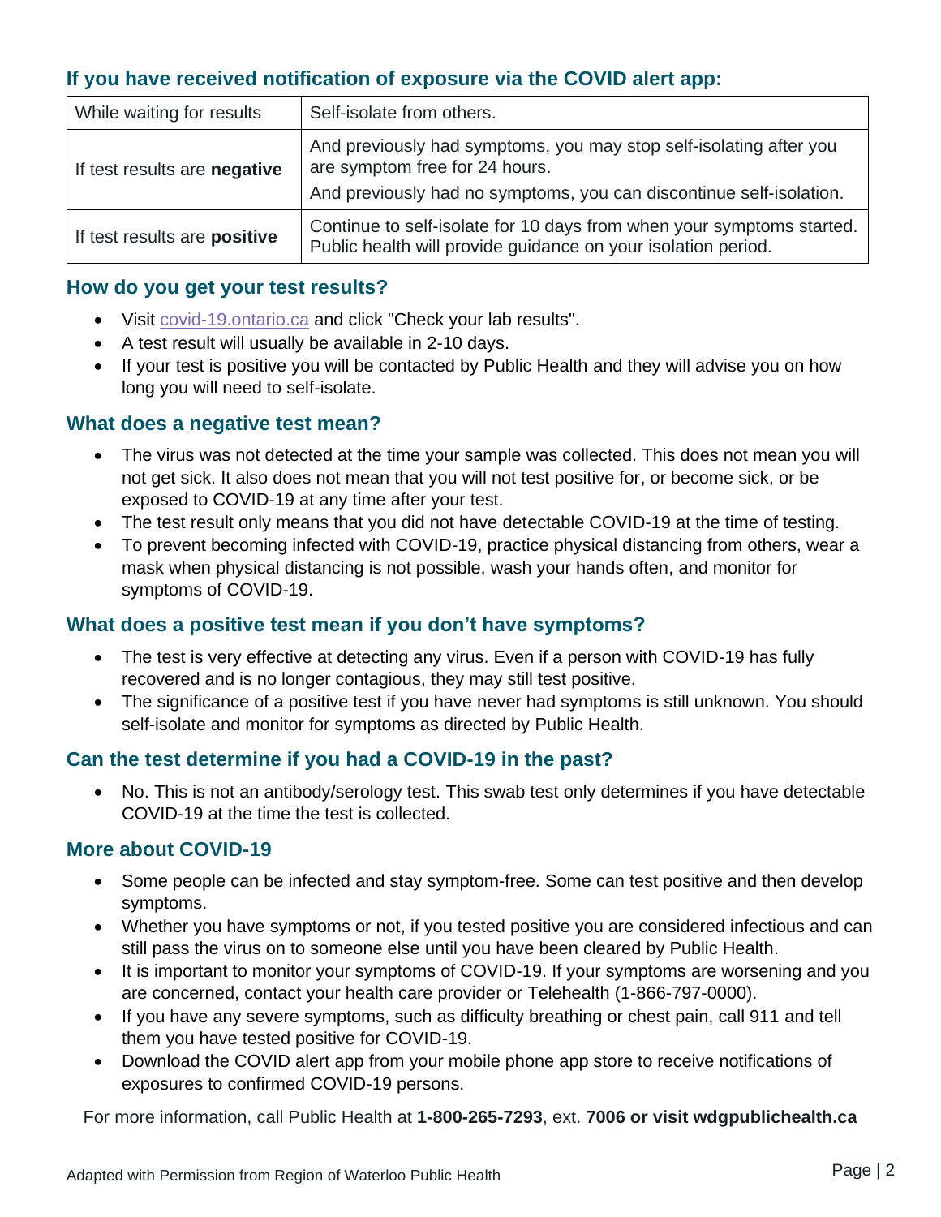## If you have received notification of exposure via the COVID alert app:

| | |
|---|---|
| While waiting for results | Self-isolate from others. |
| If test results are **negative** | And previously had symptoms, you may stop self-isolating after you are symptom free for 24 hours.<br>And previously had no symptoms, you can discontinue self-isolation. |
| If test results are **positive** | Continue to self-isolate for 10 days from when your symptoms started. Public health will provide guidance on your isolation period. |

### How do you get your test results?

- Visit covid-19.ontario.ca and click "Check your lab results".
- A test result will usually be available in 2-10 days.
- If your test is positive you will be contacted by Public Health and they will advise you on how long you will need to self-isolate.

### What does a negative test mean?

- The virus was not detected at the time your sample was collected. This does not mean you will not get sick. It also does not mean that you will not test positive for, or become sick, or be exposed to COVID-19 at any time after your test.
- The test result only means that you did not have detectable COVID-19 at the time of testing.
- To prevent becoming infected with COVID-19, practice physical distancing from others, wear a mask when physical distancing is not possible, wash your hands often, and monitor for symptoms of COVID-19.

### What does a positive test mean if you don't have symptoms?

- The test is very effective at detecting any virus. Even if a person with COVID-19 has fully recovered and is no longer contagious, they may still test positive.
- The significance of a positive test if you have never had symptoms is still unknown. You should self-isolate and monitor for symptoms as directed by Public Health.

### Can the test determine if you had a COVID-19 in the past?

- No. This is not an antibody/serology test. This swab test only determines if you have detectable COVID-19 at the time the test is collected.

### More about COVID-19

- Some people can be infected and stay symptom-free. Some can test positive and then develop symptoms.
- Whether you have symptoms or not, if you tested positive you are considered infectious and can still pass the virus on to someone else until you have been cleared by Public Health.
- It is important to monitor your symptoms of COVID-19. If your symptoms are worsening and you are concerned, contact your health care provider or Telehealth (1-866-797-0000).
- If you have any severe symptoms, such as difficulty breathing or chest pain, call 911 and tell them you have tested positive for COVID-19.
- Download the COVID alert app from your mobile phone app store to receive notifications of exposures to confirmed COVID-19 persons.

For more information, call Public Health at **1-800-265-7293**, ext. **7006 or visit wdgpublichealth.ca**

Adapted with Permission from Region of Waterloo Public Health